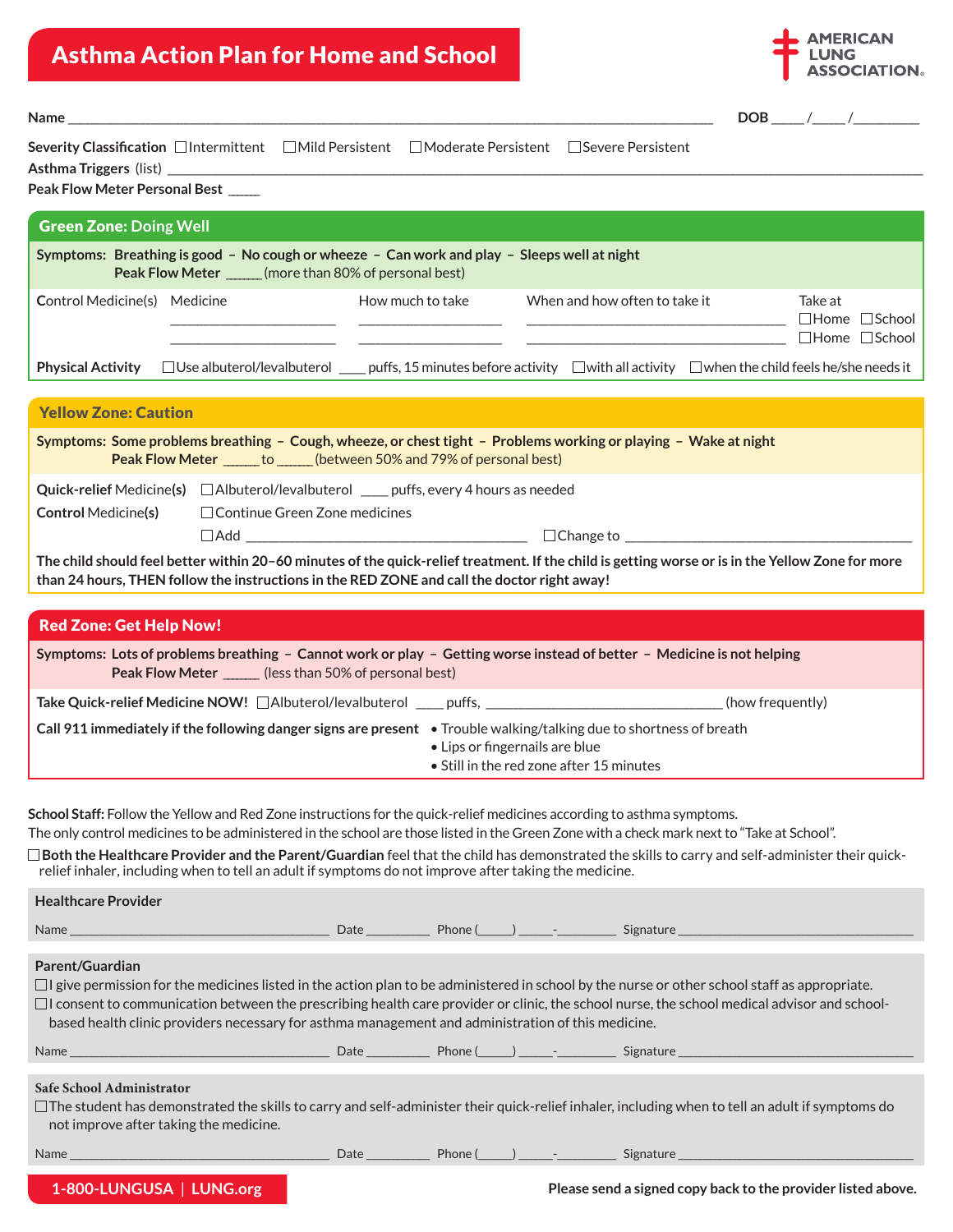# Asthma Action Plan for Home and School

AMERICAN LUNG ASSOCIATION®

**Name** ___________________________________________ **DOB** ____/____/________

**Severity Classification** ☐Intermittent ☐Mild Persistent ☐Moderate Persistent ☐Severe Persistent

**Asthma Triggers** (list) ___________________________________________

**Peak Flow Meter Personal Best** _____

## Green Zone: Doing Well

**Symptoms: Breathing is good – No cough or wheeze – Can work and play – Sleeps well at night**

**Peak Flow Meter** _____ (more than 80% of personal best)

| Control Medicine(s) | Medicine | How much to take | When and how often to take it | Take at |
|---|---|---|---|---|
| | ______________ | ______________ | ______________ | ☐Home ☐School |
| | ______________ | ______________ | ______________ | ☐Home ☐School |

**Physical Activity** ☐Use albuterol/levalbuterol ____ puffs, 15 minutes before activity ☐with all activity ☐when the child feels he/she needs it

## Yellow Zone: Caution

**Symptoms: Some problems breathing – Cough, wheeze, or chest tight – Problems working or playing – Wake at night**

**Peak Flow Meter** _____ to _____ (between 50% and 79% of personal best)

**Quick-relief** Medicine**(s)** ☐Albuterol/levalbuterol ____ puffs, every 4 hours as needed

**Control** Medicine**(s)** ☐Continue Green Zone medicines

☐Add ______________________ ☐Change to ______________________

**The child should feel better within 20–60 minutes of the quick-relief treatment. If the child is getting worse or is in the Yellow Zone for more than 24 hours, THEN follow the instructions in the RED ZONE and call the doctor right away!**

## Red Zone: Get Help Now!

**Symptoms: Lots of problems breathing – Cannot work or play – Getting worse instead of better – Medicine is not helping**

**Peak Flow Meter** _____ (less than 50% of personal best)

**Take Quick-relief Medicine NOW!** ☐Albuterol/levalbuterol ____ puffs, ______________________ (how frequently)

**Call 911 immediately if the following danger signs are present**

- Trouble walking/talking due to shortness of breath
- Lips or fingernails are blue
- Still in the red zone after 15 minutes

**School Staff:** Follow the Yellow and Red Zone instructions for the quick-relief medicines according to asthma symptoms.
The only control medicines to be administered in the school are those listed in the Green Zone with a check mark next to "Take at School".

☐**Both the Healthcare Provider and the Parent/Guardian** feel that the child has demonstrated the skills to carry and self-administer their quick-relief inhaler, including when to tell an adult if symptoms do not improve after taking the medicine.

### Healthcare Provider

Name ______________________ Date ________ Phone (____) ____-______ Signature ______________________

### Parent/Guardian

☐I give permission for the medicines listed in the action plan to be administered in school by the nurse or other school staff as appropriate.

☐I consent to communication between the prescribing health care provider or clinic, the school nurse, the school medical advisor and school-based health clinic providers necessary for asthma management and administration of this medicine.

Name ______________________ Date ________ Phone (____) ____-______ Signature ______________________

### Safe School Administrator

☐The student has demonstrated the skills to carry and self-administer their quick-relief inhaler, including when to tell an adult if symptoms do not improve after taking the medicine.

Name ______________________ Date ________ Phone (____) ____-______ Signature ______________________

1-800-LUNGUSA | LUNG.org

**Please send a signed copy back to the provider listed above.**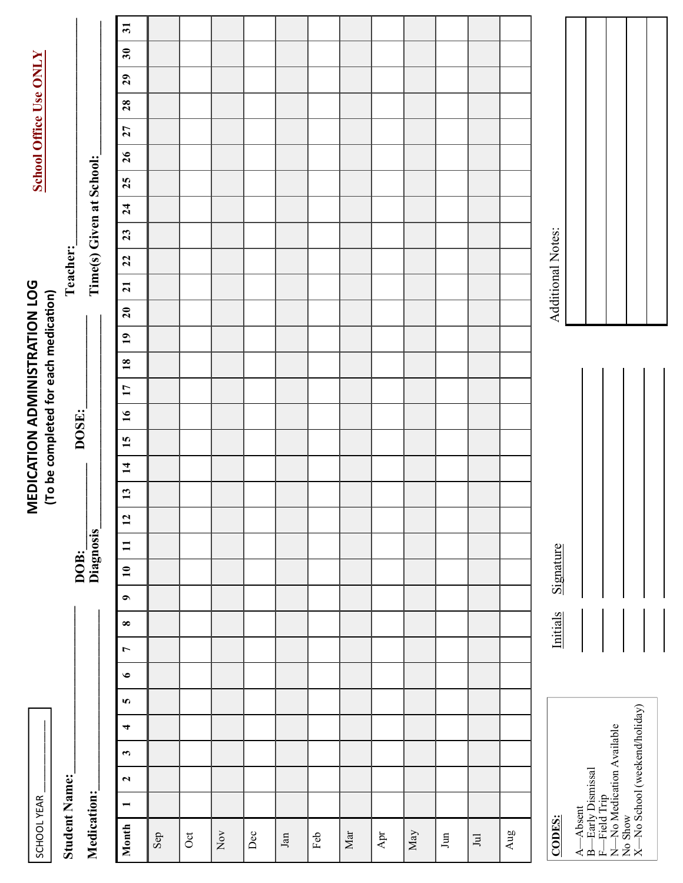SCHOOL YEAR ____________

# MEDICATION ADMINISTRATION LOG

**(To be completed for each medication)**

**School Office Use ONLY**

**Student Name:** ____________ **DOB:** ____________ **DOSE:** ____________ **Teacher:** ____________

**Medication:** ____________ **Diagnosis** ____________ **Time(s) Given at School:** ____________

| Month | 1 | 2 | 3 | 4 | 5 | 6 | 7 | 8 | 9 | 10 | 11 | 12 | 13 | 14 | 15 | 16 | 17 | 18 | 19 | 20 | 21 | 22 | 23 | 24 | 25 | 26 | 27 | 28 | 29 | 30 | 31 |
|---|---|---|---|---|---|---|---|---|---|---|---|---|---|---|---|---|---|---|---|---|---|---|---|---|---|---|---|---|---|---|---|
| Sep | | | | | | | | | | | | | | | | | | | | | | | | | | | | | | | |
| Oct | | | | | | | | | | | | | | | | | | | | | | | | | | | | | | | |
| Nov | | | | | | | | | | | | | | | | | | | | | | | | | | | | | | | |
| Dec | | | | | | | | | | | | | | | | | | | | | | | | | | | | | | | |
| Jan | | | | | | | | | | | | | | | | | | | | | | | | | | | | | | | |
| Feb | | | | | | | | | | | | | | | | | | | | | | | | | | | | | | | |
| Mar | | | | | | | | | | | | | | | | | | | | | | | | | | | | | | | |
| Apr | | | | | | | | | | | | | | | | | | | | | | | | | | | | | | | |
| May | | | | | | | | | | | | | | | | | | | | | | | | | | | | | | | |
| Jun | | | | | | | | | | | | | | | | | | | | | | | | | | | | | | | |
| Jul | | | | | | | | | | | | | | | | | | | | | | | | | | | | | | | |
| Aug | | | | | | | | | | | | | | | | | | | | | | | | | | | | | | | |

**CODES:**

A—Absent
B—Early Dismissal
F—Field Trip
N—No Medication Available
No Show
X—No School (weekend/holiday)

| Initials | Signature |
|---|---|
| | |
| | |
| | |
| | |
| | |

Additional Notes: